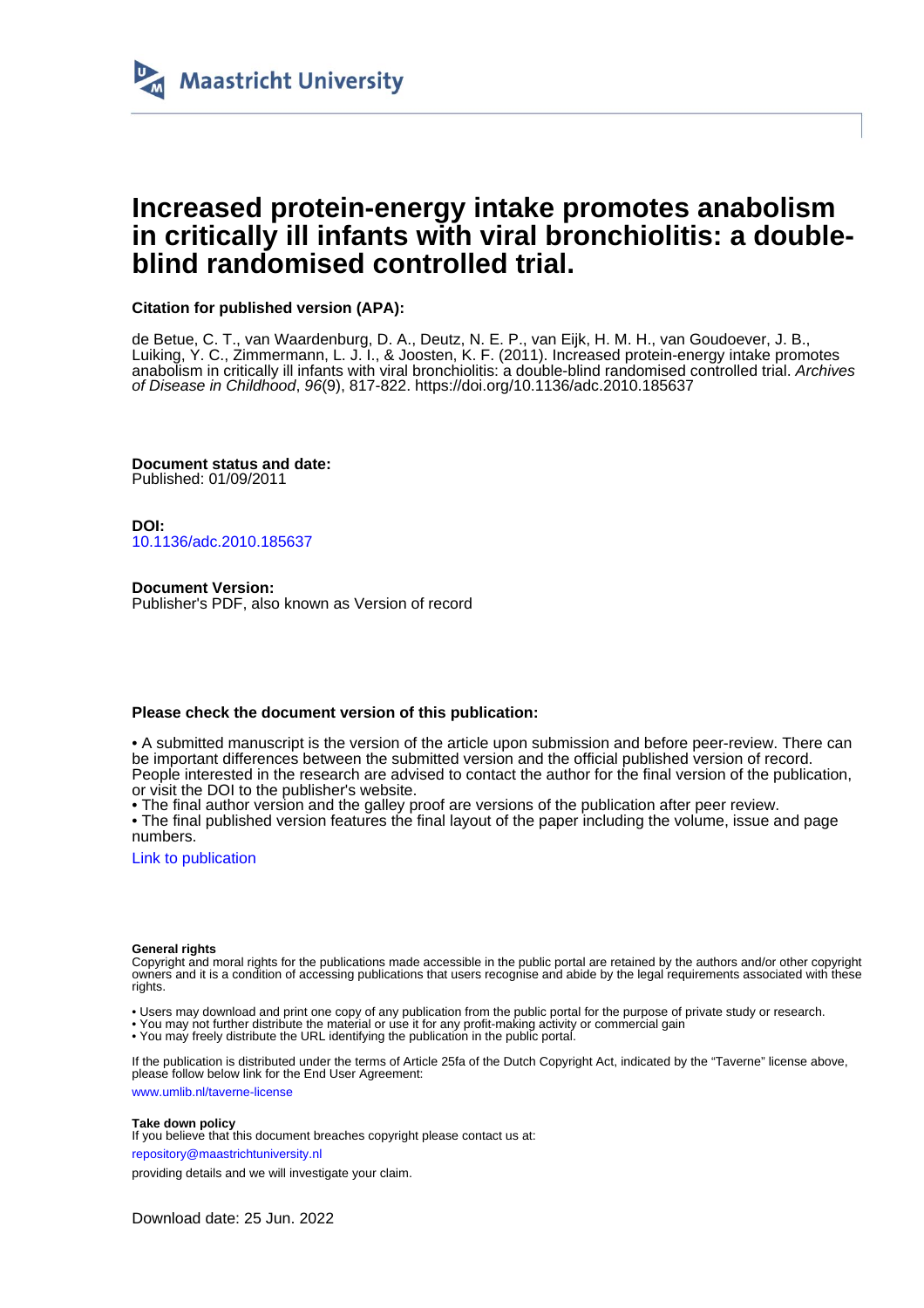Maastricht University

# Increased protein-energy intake promotes anabolism in critically ill infants with viral bronchiolitis: a double-blind randomised controlled trial.

**Citation for published version (APA):**

de Betue, C. T., van Waardenburg, D. A., Deutz, N. E. P., van Eijk, H. M. H., van Goudoever, J. B., Luiking, Y. C., Zimmermann, L. J. I., & Joosten, K. F. (2011). Increased protein-energy intake promotes anabolism in critically ill infants with viral bronchiolitis: a double-blind randomised controlled trial. *Archives of Disease in Childhood*, *96*(9), 817-822. https://doi.org/10.1136/adc.2010.185637

**Document status and date:**
Published: 01/09/2011

**DOI:**
10.1136/adc.2010.185637

**Document Version:**
Publisher's PDF, also known as Version of record

**Please check the document version of this publication:**

• A submitted manuscript is the version of the article upon submission and before peer-review. There can be important differences between the submitted version and the official published version of record. People interested in the research are advised to contact the author for the final version of the publication, or visit the DOI to the publisher's website.
• The final author version and the galley proof are versions of the publication after peer review.
• The final published version features the final layout of the paper including the volume, issue and page numbers.

Link to publication

**General rights**
Copyright and moral rights for the publications made accessible in the public portal are retained by the authors and/or other copyright owners and it is a condition of accessing publications that users recognise and abide by the legal requirements associated with these rights.

• Users may download and print one copy of any publication from the public portal for the purpose of private study or research.
• You may not further distribute the material or use it for any profit-making activity or commercial gain
• You may freely distribute the URL identifying the publication in the public portal.

If the publication is distributed under the terms of Article 25fa of the Dutch Copyright Act, indicated by the "Taverne" license above, please follow below link for the End User Agreement:

www.umlib.nl/taverne-license

**Take down policy**
If you believe that this document breaches copyright please contact us at:

repository@maastrichtuniversity.nl

providing details and we will investigate your claim.

Download date: 25 Jun. 2022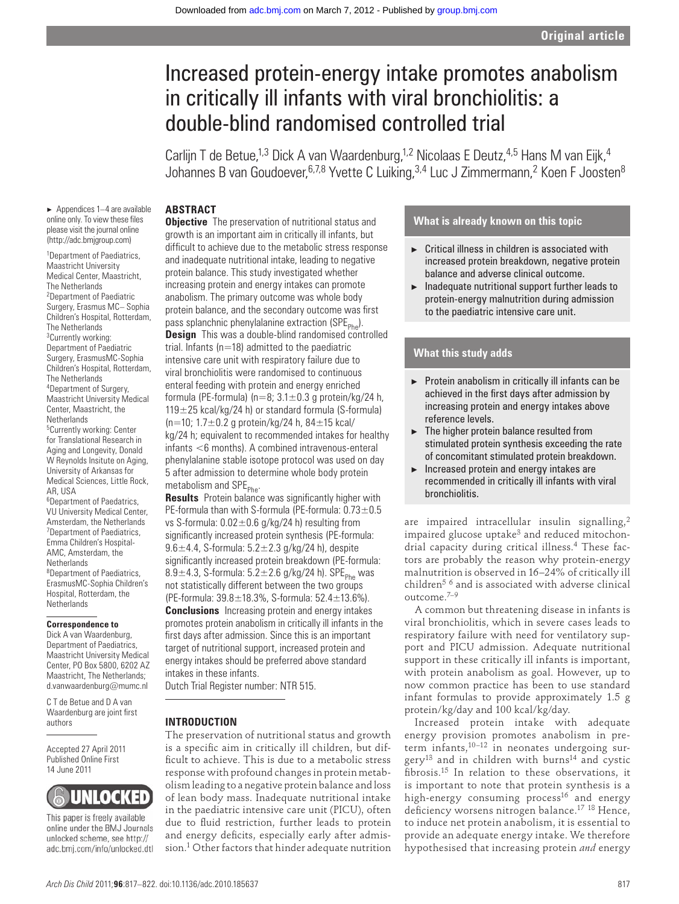# Increased protein-energy intake promotes anabolism in critically ill infants with viral bronchiolitis: a double-blind randomised controlled trial

Carlijn T de Betue,[1,3] Dick A van Waardenburg,[1,2] Nicolaas E Deutz,[4,5] Hans M van Eijk,[4] Johannes B van Goudoever,[6,7,8] Yvette C Luiking,[3,4] Luc J Zimmermann,[2] Koen F Joosten[8]

► Appendices 1–4 are available online only. To view these files please visit the journal online (http://adc.bmjgroup.com)

[1]Department of Paediatrics, Maastricht University Medical Center, Maastricht, The Netherlands
[2]Department of Paediatric Surgery, Erasmus MC– Sophia Children's Hospital, Rotterdam, The Netherlands
[3]Currently working: Department of Paediatric Surgery, ErasmusMC-Sophia Children's Hospital, Rotterdam, The Netherlands
[4]Department of Surgery, Maastricht University Medical Center, Maastricht, the Netherlands
[5]Currently working: Center for Translational Research in Aging and Longevity, Donald W Reynolds Insitute on Aging, University of Arkansas for Medical Sciences, Little Rock, AR, USA
[6]Department of Paedatrics, VU University Medical Center, Amsterdam, the Netherlands
[7]Department of Paediatrics, Emma Children's Hospital-AMC, Amsterdam, the Netherlands
[8]Department of Paediatrics, ErasmusMC-Sophia Children's Hospital, Rotterdam, the Netherlands

**Correspondence to**
Dick A van Waardenburg, Department of Paediatrics, Maastricht University Medical Center, PO Box 5800, 6202 AZ Maastricht, The Netherlands; d.vanwaardenburg@mumc.nl

C T de Betue and D A van Waardenburg are joint first authors

Accepted 27 April 2011
Published Online First 14 June 2011

This paper is freely available online under the BMJ Journals unlocked scheme, see http://adc.bmj.com/info/unlocked.dtl

## ABSTRACT

**Objective** The preservation of nutritional status and growth is an important aim in critically ill infants, but difficult to achieve due to the metabolic stress response and inadequate nutritional intake, leading to negative protein balance. This study investigated whether increasing protein and energy intakes can promote anabolism. The primary outcome was whole body protein balance, and the secondary outcome was first pass splanchnic phenylalanine extraction ($SPE_{Phe}$).

**Design** This was a double-blind randomised controlled trial. Infants (n=18) admitted to the paediatric intensive care unit with respiratory failure due to viral bronchiolitis were randomised to continuous enteral feeding with protein and energy enriched formula (PE-formula) (n=8; 3.1±0.3 g protein/kg/24 h, 119±25 kcal/kg/24 h) or standard formula (S-formula) (n=10; 1.7±0.2 g protein/kg/24 h, 84±15 kcal/kg/24 h; equivalent to recommended intakes for healthy infants <6 months). A combined intravenous-enteral phenylalanine stable isotope protocol was used on day 5 after admission to determine whole body protein metabolism and $SPE_{Phe}$.

**Results** Protein balance was significantly higher with PE-formula than with S-formula (PE-formula: 0.73±0.5 vs S-formula: 0.02±0.6 g/kg/24 h) resulting from significantly increased protein synthesis (PE-formula: 9.6±4.4, S-formula: 5.2±2.3 g/kg/24 h), despite significantly increased protein breakdown (PE-formula: 8.9±4.3, S-formula: 5.2±2.6 g/kg/24 h). $SPE_{Phe}$ was not statistically different between the two groups (PE-formula: 39.8±18.3%, S-formula: 52.4±13.6%).

**Conclusions** Increasing protein and energy intakes promotes protein anabolism in critically ill infants in the first days after admission. Since this is an important target of nutritional support, increased protein and energy intakes should be preferred above standard intakes in these infants.

Dutch Trial Register number: NTR 515.

## INTRODUCTION

The preservation of nutritional status and growth is a specific aim in critically ill children, but difficult to achieve. This is due to a metabolic stress response with profound changes in protein metabolism leading to a negative protein balance and loss of lean body mass. Inadequate nutritional intake in the paediatric intensive care unit (PICU), often due to fluid restriction, further leads to protein and energy deficits, especially early after admission.[1] Other factors that hinder adequate nutrition are impaired intracellular insulin signalling,[2] impaired glucose uptake[3] and reduced mitochondrial capacity during critical illness.[4] These factors are probably the reason why protein-energy malnutrition is observed in 16–24% of critically ill children[5 6] and is associated with adverse clinical outcome.[7–9]

A common but threatening disease in infants is viral bronchiolitis, which in severe cases leads to respiratory failure with need for ventilatory support and PICU admission. Adequate nutritional support in these critically ill infants is important, with protein anabolism as goal. However, up to now common practice has been to use standard infant formulas to provide approximately 1.5 g protein/kg/day and 100 kcal/kg/day.

Increased protein intake with adequate energy provision promotes anabolism in preterm infants,[10–12] in neonates undergoing surgery[13] and in children with burns[14] and cystic fibrosis.[15] In relation to these observations, it is important to note that protein synthesis is a high-energy consuming process[16] and energy deficiency worsens nitrogen balance.[17 18] Hence, to induce net protein anabolism, it is essential to provide an adequate energy intake. We therefore hypothesised that increasing protein *and* energy

### What is already known on this topic

- ► Critical illness in children is associated with increased protein breakdown, negative protein balance and adverse clinical outcome.
- ► Inadequate nutritional support further leads to protein-energy malnutrition during admission to the paediatric intensive care unit.

### What this study adds

- ► Protein anabolism in critically ill infants can be achieved in the first days after admission by increasing protein and energy intakes above reference levels.
- ► The higher protein balance resulted from stimulated protein synthesis exceeding the rate of concomitant stimulated protein breakdown.
- ► Increased protein and energy intakes are recommended in critically ill infants with viral bronchiolitis.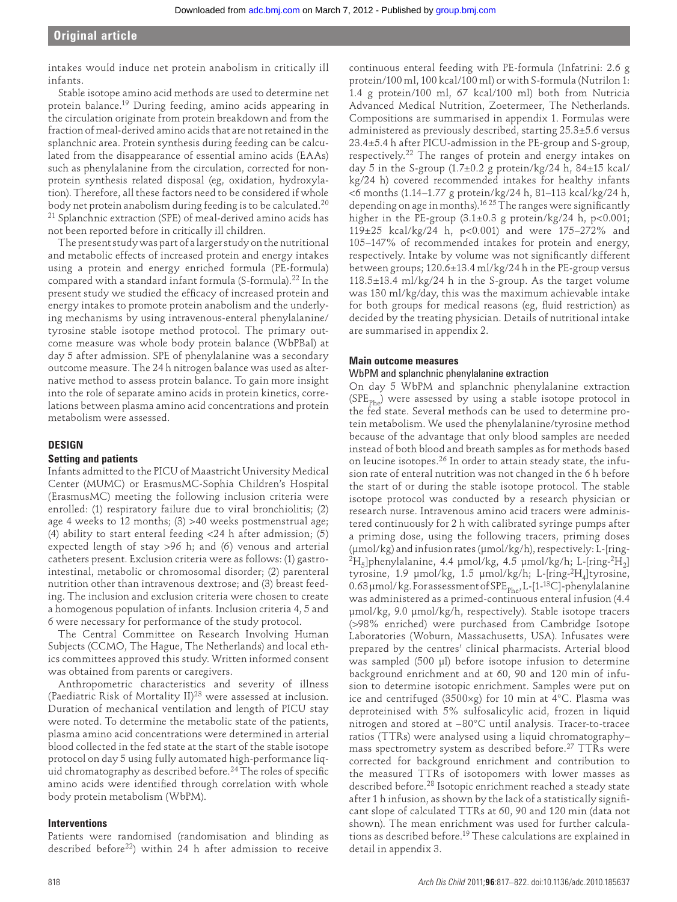intakes would induce net protein anabolism in critically ill infants.

Stable isotope amino acid methods are used to determine net protein balance.[19] During feeding, amino acids appearing in the circulation originate from protein breakdown and from the fraction of meal-derived amino acids that are not retained in the splanchnic area. Protein synthesis during feeding can be calculated from the disappearance of essential amino acids (EAAs) such as phenylalanine from the circulation, corrected for non-protein synthesis related disposal (eg, oxidation, hydroxylation). Therefore, all these factors need to be considered if whole body net protein anabolism during feeding is to be calculated.[20] [21] Splanchnic extraction (SPE) of meal-derived amino acids has not been reported before in critically ill children.

The present study was part of a larger study on the nutritional and metabolic effects of increased protein and energy intakes using a protein and energy enriched formula (PE-formula) compared with a standard infant formula (S-formula).[22] In the present study we studied the efficacy of increased protein and energy intakes to promote protein anabolism and the underlying mechanisms by using intravenous-enteral phenylalanine/tyrosine stable isotope method protocol. The primary outcome measure was whole body protein balance (WbPBal) at day 5 after admission. SPE of phenylalanine was a secondary outcome measure. The 24 h nitrogen balance was used as alternative method to assess protein balance. To gain more insight into the role of separate amino acids in protein kinetics, correlations between plasma amino acid concentrations and protein metabolism were assessed.

## DESIGN

### Setting and patients

Infants admitted to the PICU of Maastricht University Medical Center (MUMC) or ErasmusMC-Sophia Children's Hospital (ErasmusMC) meeting the following inclusion criteria were enrolled: (1) respiratory failure due to viral bronchiolitis; (2) age 4 weeks to 12 months; (3) >40 weeks postmenstrual age; (4) ability to start enteral feeding <24 h after admission; (5) expected length of stay >96 h; and (6) venous and arterial catheters present. Exclusion criteria were as follows: (1) gastrointestinal, metabolic or chromosomal disorder; (2) parenteral nutrition other than intravenous dextrose; and (3) breast feeding. The inclusion and exclusion criteria were chosen to create a homogenous population of infants. Inclusion criteria 4, 5 and 6 were necessary for performance of the study protocol.

The Central Committee on Research Involving Human Subjects (CCMO, The Hague, The Netherlands) and local ethics committees approved this study. Written informed consent was obtained from parents or caregivers.

Anthropometric characteristics and severity of illness (Paediatric Risk of Mortality II)[23] were assessed at inclusion. Duration of mechanical ventilation and length of PICU stay were noted. To determine the metabolic state of the patients, plasma amino acid concentrations were determined in arterial blood collected in the fed state at the start of the stable isotope protocol on day 5 using fully automated high-performance liquid chromatography as described before.[24] The roles of specific amino acids were identified through correlation with whole body protein metabolism (WbPM).

### Interventions

Patients were randomised (randomisation and blinding as described before[22]) within 24 h after admission to receive continuous enteral feeding with PE-formula (Infatrini: 2.6 g protein/100 ml, 100 kcal/100 ml) or with S-formula (Nutrilon 1: 1.4 g protein/100 ml, 67 kcal/100 ml) both from Nutricia Advanced Medical Nutrition, Zoetermeer, The Netherlands. Compositions are summarised in appendix 1. Formulas were administered as previously described, starting 25.3±5.6 versus 23.4±5.4 h after PICU-admission in the PE-group and S-group, respectively.[22] The ranges of protein and energy intakes on day 5 in the S-group (1.7±0.2 g protein/kg/24 h, 84±15 kcal/kg/24 h) covered recommended intakes for healthy infants <6 months (1.14–1.77 g protein/kg/24 h, 81–113 kcal/kg/24 h, depending on age in months).[16 25] The ranges were significantly higher in the PE-group (3.1±0.3 g protein/kg/24 h, $p<0.001$; 119±25 kcal/kg/24 h, $p<0.001$) and were 175–272% and 105–147% of recommended intakes for protein and energy, respectively. Intake by volume was not significantly different between groups; 120.6±13.4 ml/kg/24 h in the PE-group versus 118.5±13.4 ml/kg/24 h in the S-group. As the target volume was 130 ml/kg/day, this was the maximum achievable intake for both groups for medical reasons (eg, fluid restriction) as decided by the treating physician. Details of nutritional intake are summarised in appendix 2.

### Main outcome measures

#### WbPM and splanchnic phenylalanine extraction

On day 5 WbPM and splanchnic phenylalanine extraction ($SPE_{Phe}$) were assessed by using a stable isotope protocol in the fed state. Several methods can be used to determine protein metabolism. We used the phenylalanine/tyrosine method because of the advantage that only blood samples are needed instead of both blood and breath samples as for methods based on leucine isotopes.[26] In order to attain steady state, the infusion rate of enteral nutrition was not changed in the 6 h before the start of or during the stable isotope protocol. The stable isotope protocol was conducted by a research physician or research nurse. Intravenous amino acid tracers were administered continuously for 2 h with calibrated syringe pumps after a priming dose, using the following tracers, priming doses (μmol/kg) and infusion rates (μmol/kg/h), respectively: L-[ring-$^{2}H_5$]phenylalanine, 4.4 μmol/kg, 4.5 μmol/kg/h; L-[ring-$^{2}H_2$] tyrosine, 1.9 μmol/kg, 1.5 μmol/kg/h; L-[ring-$^{2}H_4$]tyrosine, 0.63 μmol/kg. For assessment of $SPE_{Phe}$, L-[1-$^{13}C$]-phenylalanine was administered as a primed-continuous enteral infusion (4.4 μmol/kg, 9.0 μmol/kg/h, respectively). Stable isotope tracers (>98% enriched) were purchased from Cambridge Isotope Laboratories (Woburn, Massachusetts, USA). Infusates were prepared by the centres' clinical pharmacists. Arterial blood was sampled (500 μl) before isotope infusion to determine background enrichment and at 60, 90 and 120 min of infusion to determine isotopic enrichment. Samples were put on ice and centrifuged (3500×g) for 10 min at 4°C. Plasma was deproteinised with 5% sulfosalicylic acid, frozen in liquid nitrogen and stored at −80°C until analysis. Tracer-to-tracee ratios (TTRs) were analysed using a liquid chromatography–mass spectrometry system as described before.[27] TTRs were corrected for background enrichment and contribution to the measured TTRs of isotopomers with lower masses as described before.[28] Isotopic enrichment reached a steady state after 1 h infusion, as shown by the lack of a statistically significant slope of calculated TTRs at 60, 90 and 120 min (data not shown). The mean enrichment was used for further calculations as described before.[19] These calculations are explained in detail in appendix 3.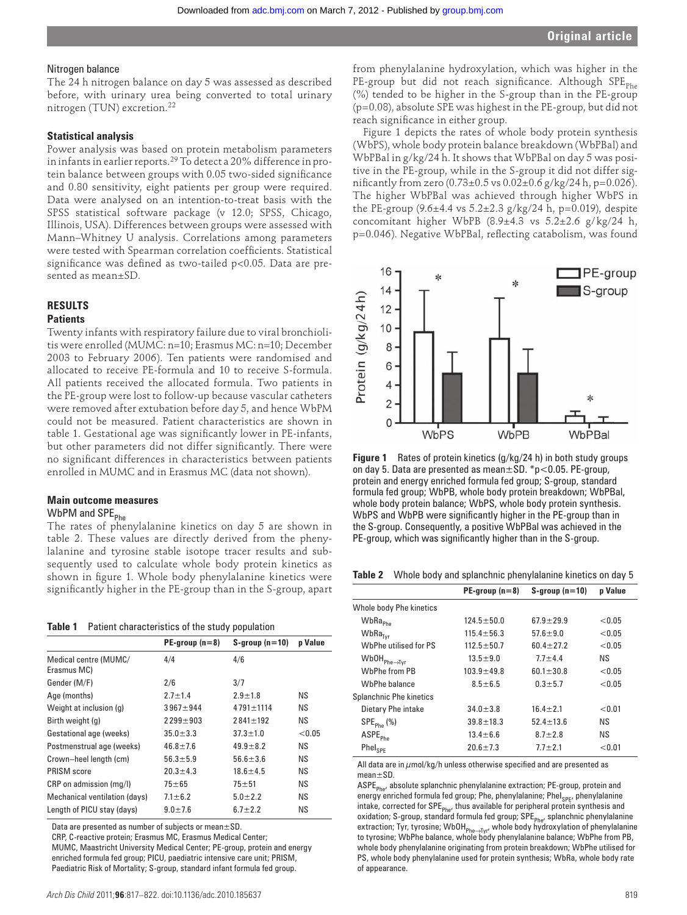### Nitrogen balance

The 24 h nitrogen balance on day 5 was assessed as described before, with urinary urea being converted to total urinary nitrogen (TUN) excretion.[22]

### Statistical analysis

Power analysis was based on protein metabolism parameters in infants in earlier reports.[29] To detect a 20% difference in protein balance between groups with 0.05 two-sided significance and 0.80 sensitivity, eight patients per group were required. Data were analysed on an intention-to-treat basis with the SPSS statistical software package (v 12.0; SPSS, Chicago, Illinois, USA). Differences between groups were assessed with Mann–Whitney U analysis. Correlations among parameters were tested with Spearman correlation coefficients. Statistical significance was defined as two-tailed $p<0.05$. Data are presented as mean±SD.

## RESULTS

### Patients

Twenty infants with respiratory failure due to viral bronchiolitis were enrolled (MUMC: n=10; Erasmus MC: n=10; December 2003 to February 2006). Ten patients were randomised and allocated to receive PE-formula and 10 to receive S-formula. All patients received the allocated formula. Two patients in the PE-group were lost to follow-up because vascular catheters were removed after extubation before day 5, and hence WbPM could not be measured. Patient characteristics are shown in table 1. Gestational age was significantly lower in PE-infants, but other parameters did not differ significantly. There were no significant differences in characteristics between patients enrolled in MUMC and in Erasmus MC (data not shown).

Table 1 Patient characteristics of the study population

| | PE-group (n=8) | S-group (n=10) | p Value |
|---|---|---|---|
| Medical centre (MUMC/Erasmus MC) | 4/4 | 4/6 | |
| Gender (M/F) | 2/6 | 3/7 | |
| Age (months) | 2.7±1.4 | 2.9±1.8 | NS |
| Weight at inclusion (g) | 3967±944 | 4791±1114 | NS |
| Birth weight (g) | 2299±903 | 2841±192 | NS |
| Gestational age (weeks) | 35.0±3.3 | 37.3±1.0 | <0.05 |
| Postmenstrual age (weeks) | 46.8±7.6 | 49.9±8.2 | NS |
| Crown–heel length (cm) | 56.3±5.9 | 56.6±3.6 | NS |
| PRISM score | 20.3±4.3 | 18.6±4.5 | NS |
| CRP on admission (mg/l) | 75±65 | 75±51 | NS |
| Mechanical ventilation (days) | 7.1±6.2 | 5.0±2.2 | NS |
| Length of PICU stay (days) | 9.0±7.6 | 6.7±2.2 | NS |

Data are presented as number of subjects or mean±SD.
CRP, C-reactive protein; Erasmus MC, Erasmus Medical Center; MUMC, Maastricht University Medical Center; PE-group, protein and energy enriched formula fed group; PICU, paediatric intensive care unit; PRISM, Paediatric Risk of Mortality; S-group, standard infant formula fed group.

### Main outcome measures

#### WbPM and $SPE_{Phe}$

The rates of phenylalanine kinetics on day 5 are shown in table 2. These values are directly derived from the phenylalanine and tyrosine stable isotope tracer results and subsequently used to calculate whole body protein kinetics as shown in figure 1. Whole body phenylalanine kinetics were significantly higher in the PE-group than in the S-group, apart from phenylalanine hydroxylation, which was higher in the PE-group but did not reach significance. Although $SPE_{Phe}$ (%) tended to be higher in the S-group than in the PE-group (p=0.08), absolute SPE was highest in the PE-group, but did not reach significance in either group.

Figure 1 depicts the rates of whole body protein synthesis (WbPS), whole body protein balance breakdown (WbPBal) and WbPBal in g/kg/24 h. It shows that WbPBal on day 5 was positive in the PE-group, while in the S-group it did not differ significantly from zero (0.73±0.5 vs 0.02±0.6 g/kg/24 h, p=0.026). The higher WbPBal was achieved through higher WbPS in the PE-group (9.6±4.4 vs 5.2±2.3 g/kg/24 h, p=0.019), despite concomitant higher WbPB (8.9±4.3 vs 5.2±2.6 g/kg/24 h, p=0.046). Negative WbPBal, reflecting catabolism, was found

**Figure 1** Rates of protein kinetics (g/kg/24 h) in both study groups on day 5. Data are presented as mean±SD. *$p<0.05$. PE-group, protein and energy enriched formula fed group; S-group, standard formula fed group; WbPB, whole body protein breakdown; WbPBal, whole body protein balance; WbPS, whole body protein synthesis. WbPS and WbPB were significantly higher in the PE-group than in the S-group. Consequently, a positive WbPBal was achieved in the PE-group, which was significantly higher than in the S-group.

Table 2 Whole body and splanchnic phenylalanine kinetics on day 5

| | PE-group (n=8) | S-group (n=10) | p Value |
|---|---|---|---|
| Whole body Phe kinetics | | | |
| $WbRa_{Phe}$ | 124.5±50.0 | 67.9±29.9 | <0.05 |
| $WbRa_{Tyr}$ | 115.4±56.3 | 57.6±9.0 | <0.05 |
| WbPhe utilised for PS | 112.5±50.7 | 60.4±27.2 | <0.05 |
| $WbOH_{Phe\rightarrow Tyr}$ | 13.5±9.0 | 7.7±4.4 | NS |
| WbPhe from PB | 103.9±49.8 | 60.1±30.8 | <0.05 |
| WbPhe balance | 8.5±6.5 | 0.3±5.7 | <0.05 |
| Splanchnic Phe kinetics | | | |
| Dietary Phe intake | 34.0±3.8 | 16.4±2.1 | <0.01 |
| $SPE_{Phe}$ (%) | 39.8±18.3 | 52.4±13.6 | NS |
| $ASPE_{Phe}$ | 13.4±6.6 | 8.7±2.8 | NS |
| $PheI_{SPE}$ | 20.6±7.3 | 7.7±2.1 | <0.01 |

All data are in μmol/kg/h unless otherwise specified and are presented as mean±SD.
$ASPE_{Phe}$, absolute splanchnic phenylalanine extraction; PE-group, protein and energy enriched formula fed group; Phe, phenylalanine; $PheI_{SPE}$, phenylalanine intake, corrected for $SPE_{Phe}$, thus available for peripheral protein synthesis and oxidation; S-group, standard formula fed group; $SPE_{Phe}$, splanchnic phenylalanine extraction; Tyr, tyrosine; $WbOH_{Phe\rightarrow Tyr}$, whole body hydroxylation of phenylalanine to tyrosine; WbPhe balance, whole body phenylalanine balance; WbPhe from PB, whole body phenylalanine originating from protein breakdown; WbPhe utilised for PS, whole body phenylalanine used for protein synthesis; WbRa, whole body rate of appearance.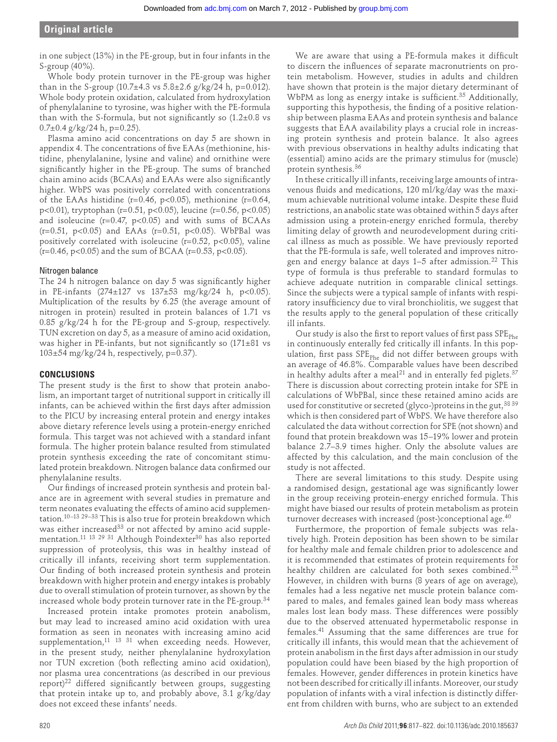in one subject (13%) in the PE-group, but in four infants in the S-group (40%).

Whole body protein turnover in the PE-group was higher than in the S-group (10.7±4.3 vs 5.8±2.6 g/kg/24 h, $p=0.012$). Whole body protein oxidation, calculated from hydroxylation of phenylalanine to tyrosine, was higher with the PE-formula than with the S-formula, but not significantly so (1.2±0.8 vs 0.7±0.4 g/kg/24 h, $p=0.25$).

Plasma amino acid concentrations on day 5 are shown in appendix 4. The concentrations of five EAAs (methionine, histidine, phenylalanine, lysine and valine) and ornithine were significantly higher in the PE-group. The sums of branched chain amino acids (BCAAs) and EAAs were also significantly higher. WbPS was positively correlated with concentrations of the EAAs histidine ($r=0.46$, $p<0.05$), methionine ($r=0.64$, $p<0.01$), tryptophan ($r=0.51$, $p<0.05$), leucine ($r=0.56$, $p<0.05$) and isoleucine ($r=0.47$, $p<0.05$) and with sums of BCAAs ($r=0.51$, $p<0.05$) and EAAs ($r=0.51$, $p<0.05$). WbPBal was positively correlated with isoleucine ($r=0.52$, $p<0.05$), valine ($r=0.46$, $p<0.05$) and the sum of BCAA ($r=0.53$, $p<0.05$).

### Nitrogen balance

The 24 h nitrogen balance on day 5 was significantly higher in PE-infants (274±127 vs 137±53 mg/kg/24 h, $p<0.05$). Multiplication of the results by 6.25 (the average amount of nitrogen in protein) resulted in protein balances of 1.71 vs 0.85 g/kg/24 h for the PE-group and S-group, respectively. TUN excretion on day 5, as a measure of amino acid oxidation, was higher in PE-infants, but not significantly so (171±81 vs 103±54 mg/kg/24 h, respectively, $p=0.37$).

## CONCLUSIONS

The present study is the first to show that protein anabolism, an important target of nutritional support in critically ill infants, can be achieved within the first days after admission to the PICU by increasing enteral protein and energy intakes above dietary reference levels using a protein-energy enriched formula. This target was not achieved with a standard infant formula. The higher protein balance resulted from stimulated protein synthesis exceeding the rate of concomitant stimulated protein breakdown. Nitrogen balance data confirmed our phenylalanine results.

Our findings of increased protein synthesis and protein balance are in agreement with several studies in premature and term neonates evaluating the effects of amino acid supplementation.[10–13 29–33] This is also true for protein breakdown which was either increased[33] or not affected by amino acid supplementation.[11 13 29 31] Although Poindexter[30] has also reported suppression of proteolysis, this was in healthy instead of critically ill infants, receiving short term supplementation. Our finding of both increased protein synthesis and protein breakdown with higher protein and energy intakes is probably due to overall stimulation of protein turnover, as shown by the increased whole body protein turnover rate in the PE-group.[34]

Increased protein intake promotes protein anabolism, but may lead to increased amino acid oxidation with urea formation as seen in neonates with increasing amino acid supplementation,[11 13 31] when exceeding needs. However, in the present study, neither phenylalanine hydroxylation nor TUN excretion (both reflecting amino acid oxidation), nor plasma urea concentrations (as described in our previous report)[22] differed significantly between groups, suggesting that protein intake up to, and probably above, 3.1 g/kg/day does not exceed these infants' needs.

We are aware that using a PE-formula makes it difficult to discern the influences of separate macronutrients on protein metabolism. However, studies in adults and children have shown that protein is the major dietary determinant of WbPM as long as energy intake is sufficient.[35] Additionally, supporting this hypothesis, the finding of a positive relationship between plasma EAAs and protein synthesis and balance suggests that EAA availability plays a crucial role in increasing protein synthesis and protein balance. It also agrees with previous observations in healthy adults indicating that (essential) amino acids are the primary stimulus for (muscle) protein synthesis.[36]

In these critically ill infants, receiving large amounts of intravenous fluids and medications, 120 ml/kg/day was the maximum achievable nutritional volume intake. Despite these fluid restrictions, an anabolic state was obtained within 5 days after admission using a protein-energy enriched formula, thereby limiting delay of growth and neurodevelopment during critical illness as much as possible. We have previously reported that the PE-formula is safe, well tolerated and improves nitrogen and energy balance at days 1–5 after admission.[22] This type of formula is thus preferable to standard formulas to achieve adequate nutrition in comparable clinical settings. Since the subjects were a typical sample of infants with respiratory insufficiency due to viral bronchiolitis, we suggest that the results apply to the general population of these critically ill infants.

Our study is also the first to report values of first pass $SPE_{Phe}$ in continuously enterally fed critically ill infants. In this population, first pass $SPE_{Phe}$ did not differ between groups with an average of 46.8%. Comparable values have been described in healthy adults after a meal[21] and in enterally fed piglets.[37] There is discussion about correcting protein intake for SPE in calculations of WbPBal, since these retained amino acids are used for constitutive or secreted (glyco-)proteins in the gut,[38 39] which is then considered part of WbPS. We have therefore also calculated the data without correction for SPE (not shown) and found that protein breakdown was 15–19% lower and protein balance 2.7–3.9 times higher. Only the absolute values are affected by this calculation, and the main conclusion of the study is not affected.

There are several limitations to this study. Despite using a randomised design, gestational age was significantly lower in the group receiving protein-energy enriched formula. This might have biased our results of protein metabolism as protein turnover decreases with increased (post-)conceptional age.[40]

Furthermore, the proportion of female subjects was relatively high. Protein deposition has been shown to be similar for healthy male and female children prior to adolescence and it is recommended that estimates of protein requirements for healthy children are calculated for both sexes combined.[25] However, in children with burns (8 years of age on average), females had a less negative net muscle protein balance compared to males, and females gained lean body mass whereas males lost lean body mass. These differences were possibly due to the observed attenuated hypermetabolic response in females.[41] Assuming that the same differences are true for critically ill infants, this would mean that the achievement of protein anabolism in the first days after admission in our study population could have been biased by the high proportion of females. However, gender differences in protein kinetics have not been described for critically ill infants. Moreover, our study population of infants with a viral infection is distinctly different from children with burns, who are subject to an extended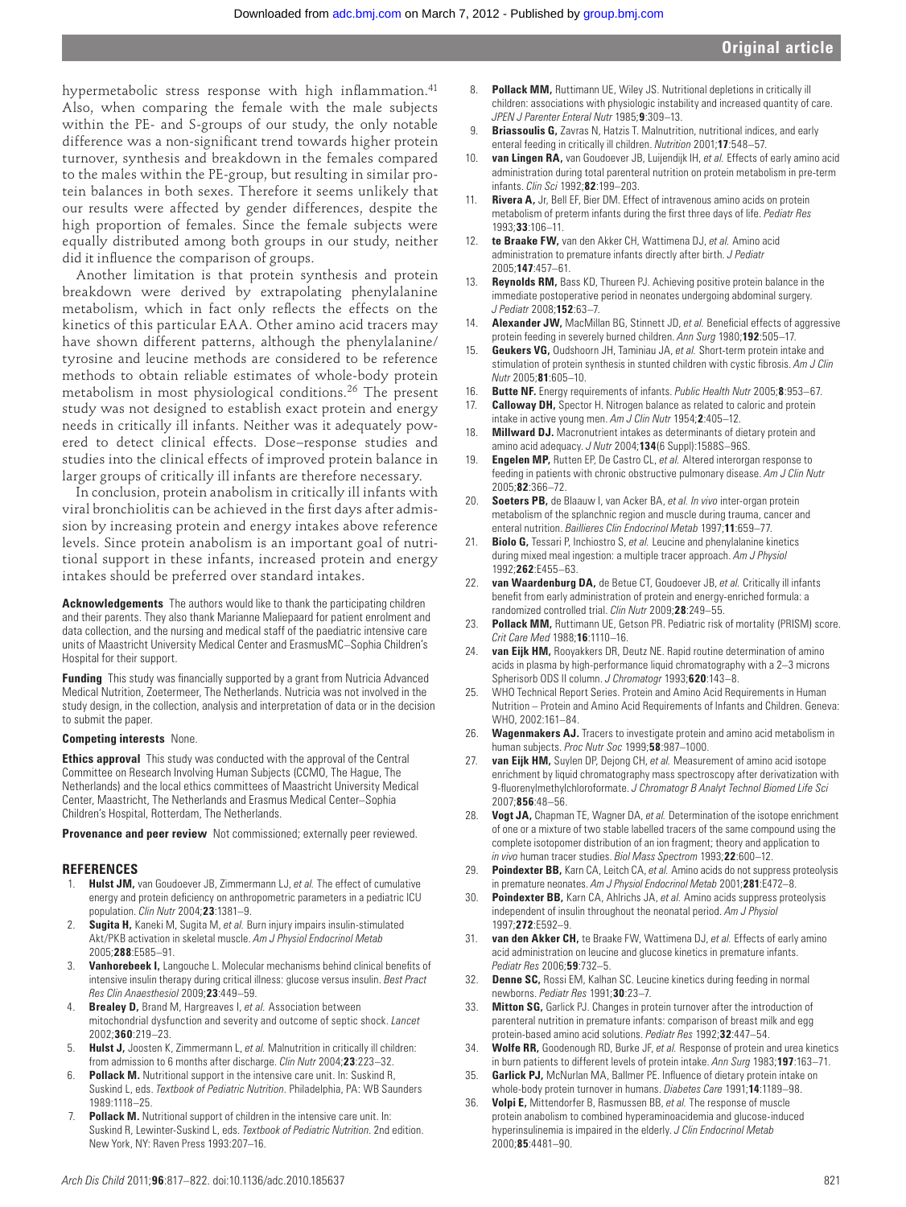hypermetabolic stress response with high inflammation.[41] Also, when comparing the female with the male subjects within the PE- and S-groups of our study, the only notable difference was a non-significant trend towards higher protein turnover, synthesis and breakdown in the females compared to the males within the PE-group, but resulting in similar protein balances in both sexes. Therefore it seems unlikely that our results were affected by gender differences, despite the high proportion of females. Since the female subjects were equally distributed among both groups in our study, neither did it influence the comparison of groups.

Another limitation is that protein synthesis and protein breakdown were derived by extrapolating phenylalanine metabolism, which in fact only reflects the effects on the kinetics of this particular EAA. Other amino acid tracers may have shown different patterns, although the phenylalanine/tyrosine and leucine methods are considered to be reference methods to obtain reliable estimates of whole-body protein metabolism in most physiological conditions.[26] The present study was not designed to establish exact protein and energy needs in critically ill infants. Neither was it adequately powered to detect clinical effects. Dose–response studies and studies into the clinical effects of improved protein balance in larger groups of critically ill infants are therefore necessary.

In conclusion, protein anabolism in critically ill infants with viral bronchiolitis can be achieved in the first days after admission by increasing protein and energy intakes above reference levels. Since protein anabolism is an important goal of nutritional support in these infants, increased protein and energy intakes should be preferred over standard intakes.

**Acknowledgements** The authors would like to thank the participating children and their parents. They also thank Marianne Maliepaard for patient enrolment and data collection, and the nursing and medical staff of the paediatric intensive care units of Maastricht University Medical Center and ErasmusMC–Sophia Children's Hospital for their support.

**Funding** This study was financially supported by a grant from Nutricia Advanced Medical Nutrition, Zoetermeer, The Netherlands. Nutricia was not involved in the study design, in the collection, analysis and interpretation of data or in the decision to submit the paper.

**Competing interests** None.

**Ethics approval** This study was conducted with the approval of the Central Committee on Research Involving Human Subjects (CCMO, The Hague, The Netherlands) and the local ethics committees of Maastricht University Medical Center, Maastricht, The Netherlands and Erasmus Medical Center–Sophia Children's Hospital, Rotterdam, The Netherlands.

**Provenance and peer review** Not commissioned; externally peer reviewed.

## REFERENCES

1. **Hulst JM,** van Goudoever JB, Zimmermann LJ, *et al.* The effect of cumulative energy and protein deficiency on anthropometric parameters in a pediatric ICU population. *Clin Nutr* 2004;**23**:1381–9.
2. **Sugita H,** Kaneki M, Sugita M, *et al.* Burn injury impairs insulin-stimulated Akt/PKB activation in skeletal muscle. *Am J Physiol Endocrinol Metab* 2005;**288**:E585–91.
3. **Vanhorebeek I,** Langouche L. Molecular mechanisms behind clinical benefits of intensive insulin therapy during critical illness: glucose versus insulin. *Best Pract Res Clin Anaesthesiol* 2009;**23**:449–59.
4. **Brealey D,** Brand M, Hargreaves I, *et al.* Association between mitochondrial dysfunction and severity and outcome of septic shock. *Lancet* 2002;**360**:219–23.
5. **Hulst J,** Joosten K, Zimmermann L, *et al.* Malnutrition in critically ill children: from admission to 6 months after discharge. *Clin Nutr* 2004;**23**:223–32.
6. **Pollack M.** Nutritional support in the intensive care unit. In: Suskind R, Suskind L, eds. *Textbook of Pediatric Nutrition*. Philadelphia, PA: WB Saunders 1989:1118–25.
7. **Pollack M.** Nutritional support of children in the intensive care unit. In: Suskind R, Lewinter-Suskind L, eds. *Textbook of Pediatric Nutrition*. 2nd edition. New York, NY: Raven Press 1993:207–16.
8. **Pollack MM,** Ruttimann UE, Wiley JS. Nutritional depletions in critically ill children: associations with physiologic instability and increased quantity of care. *JPEN J Parenter Enteral Nutr* 1985;**9**:309–13.
9. **Briassoulis G,** Zavras N, Hatzis T. Malnutrition, nutritional indices, and early enteral feeding in critically ill children. *Nutrition* 2001;**17**:548–57.
10. **van Lingen RA,** van Goudoever JB, Luijendijk IH, *et al.* Effects of early amino acid administration during total parenteral nutrition on protein metabolism in pre-term infants. *Clin Sci* 1992;**82**:199–203.
11. **Rivera A,** Jr, Bell EF, Bier DM. Effect of intravenous amino acids on protein metabolism of preterm infants during the first three days of life. *Pediatr Res* 1993;**33**:106–11.
12. **te Braake FW,** van den Akker CH, Wattimena DJ, *et al.* Amino acid administration to premature infants directly after birth. *J Pediatr* 2005;**147**:457–61.
13. **Reynolds RM,** Bass KD, Thureen PJ. Achieving positive protein balance in the immediate postoperative period in neonates undergoing abdominal surgery. *J Pediatr* 2008;**152**:63–7.
14. **Alexander JW,** MacMillan BG, Stinnett JD, *et al.* Beneficial effects of aggressive protein feeding in severely burned children. *Ann Surg* 1980;**192**:505–17.
15. **Geukers VG,** Oudshoorn JH, Taminiau JA, *et al.* Short-term protein intake and stimulation of protein synthesis in stunted children with cystic fibrosis. *Am J Clin Nutr* 2005;**81**:605–10.
16. **Butte NF.** Energy requirements of infants. *Public Health Nutr* 2005;**8**:953–67.
17. **Calloway DH,** Spector H. Nitrogen balance as related to caloric and protein intake in active young men. *Am J Clin Nutr* 1954;**2**:405–12.
18. **Millward DJ.** Macronutrient intakes as determinants of dietary protein and amino acid adequacy. *J Nutr* 2004;**134**(6 Suppl):1588S–96S.
19. **Engelen MP,** Rutten EP, De Castro CL, *et al.* Altered interorgan response to feeding in patients with chronic obstructive pulmonary disease. *Am J Clin Nutr* 2005;**82**:366–72.
20. **Soeters PB,** de Blaauw I, van Acker BA, *et al. In vivo* inter-organ protein metabolism of the splanchnic region and muscle during trauma, cancer and enteral nutrition. *Baillieres Clin Endocrinol Metab* 1997;**11**:659–77.
21. **Biolo G,** Tessari P, Inchiostro S, *et al.* Leucine and phenylalanine kinetics during mixed meal ingestion: a multiple tracer approach. *Am J Physiol* 1992;**262**:E455–63.
22. **van Waardenburg DA,** de Betue CT, Goudoever JB, *et al.* Critically ill infants benefit from early administration of protein and energy-enriched formula: a randomized controlled trial. *Clin Nutr* 2009;**28**:249–55.
23. **Pollack MM,** Ruttimann UE, Getson PR. Pediatric risk of mortality (PRISM) score. *Crit Care Med* 1988;**16**:1110–16.
24. **van Eijk HM,** Rooyakkers DR, Deutz NE. Rapid routine determination of amino acids in plasma by high-performance liquid chromatography with a 2–3 microns Spherisorb ODS II column. *J Chromatogr* 1993;**620**:143–8.
25. WHO Technical Report Series. Protein and Amino Acid Requirements in Human Nutrition – Protein and Amino Acid Requirements of Infants and Children. Geneva: WHO, 2002:161–84.
26. **Wagenmakers AJ.** Tracers to investigate protein and amino acid metabolism in human subjects. *Proc Nutr Soc* 1999;**58**:987–1000.
27. **van Eijk HM,** Suylen DP, Dejong CH, *et al.* Measurement of amino acid isotope enrichment by liquid chromatography mass spectroscopy after derivatization with 9-fluorenylmethylchloroformate. *J Chromatogr B Analyt Technol Biomed Life Sci* 2007;**856**:48–56.
28. **Vogt JA,** Chapman TE, Wagner DA, *et al.* Determination of the isotope enrichment of one or a mixture of two stable labelled tracers of the same compound using the complete isotopomer distribution of an ion fragment; theory and application to *in vivo* human tracer studies. *Biol Mass Spectrom* 1993;**22**:600–12.
29. **Poindexter BB,** Karn CA, Leitch CA, *et al.* Amino acids do not suppress proteolysis in premature neonates. *Am J Physiol Endocrinol Metab* 2001;**281**:E472–8.
30. **Poindexter BB,** Karn CA, Ahlrichs JA, *et al.* Amino acids suppress proteolysis independent of insulin throughout the neonatal period. *Am J Physiol* 1997;**272**:E592–9.
31. **van den Akker CH,** te Braake FW, Wattimena DJ, *et al.* Effects of early amino acid administration on leucine and glucose kinetics in premature infants. *Pediatr Res* 2006;**59**:732–5.
32. **Denne SC,** Rossi EM, Kalhan SC. Leucine kinetics during feeding in normal newborns. *Pediatr Res* 1991;**30**:23–7.
33. **Mitton SG,** Garlick PJ. Changes in protein turnover after the introduction of parenteral nutrition in premature infants: comparison of breast milk and egg protein-based amino acid solutions. *Pediatr Res* 1992;**32**:447–54.
34. **Wolfe RR,** Goodenough RD, Burke JF, *et al.* Response of protein and urea kinetics in burn patients to different levels of protein intake. *Ann Surg* 1983;**197**:163–71.
35. **Garlick PJ,** McNurlan MA, Ballmer PE. Influence of dietary protein intake on whole-body protein turnover in humans. *Diabetes Care* 1991;**14**:1189–98.
36. **Volpi E,** Mittendorfer B, Rasmussen BB, *et al.* The response of muscle protein anabolism to combined hyperaminoacidemia and glucose-induced hyperinsulinemia is impaired in the elderly. *J Clin Endocrinol Metab* 2000;**85**:4481–90.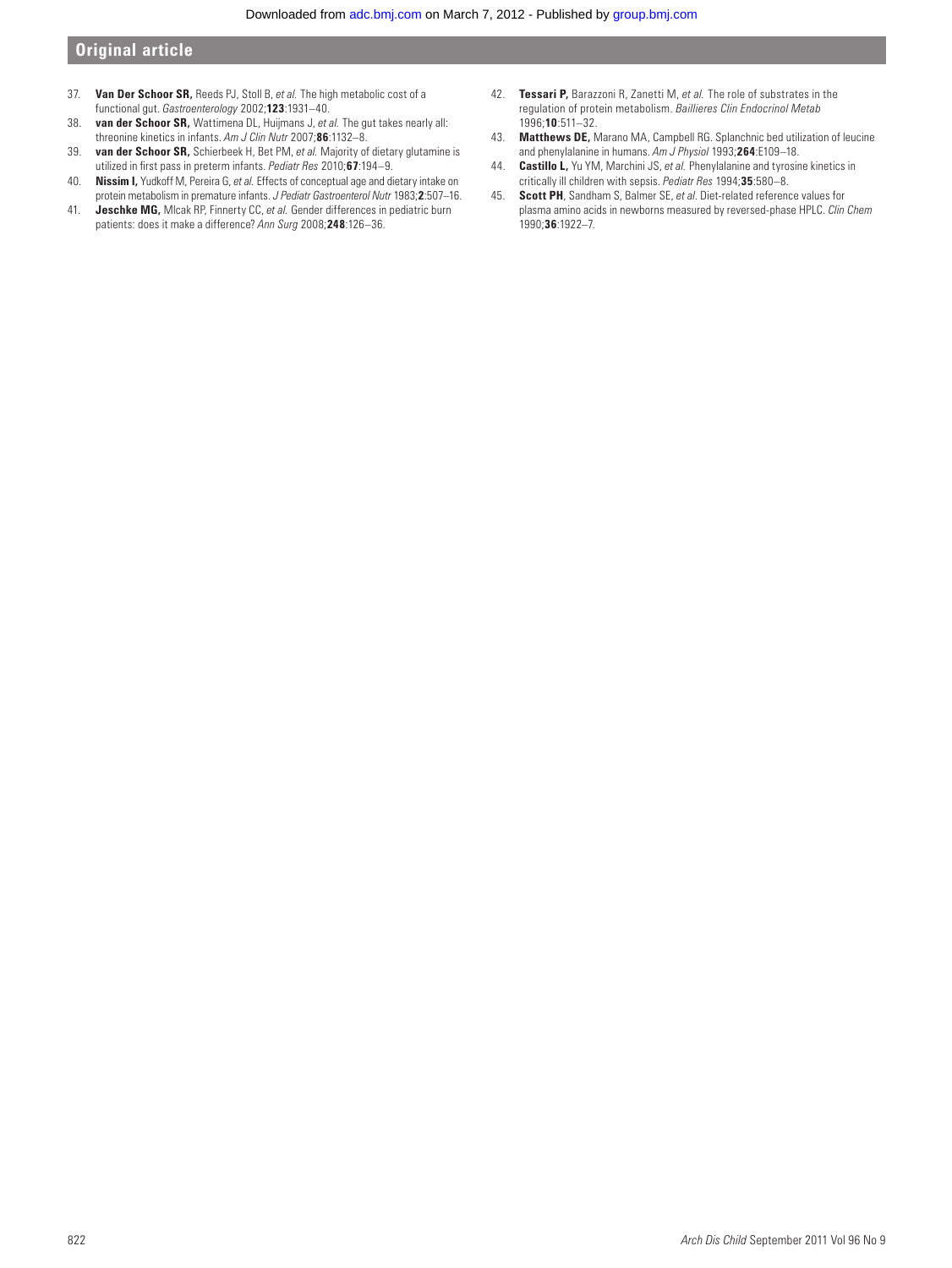37. **Van Der Schoor SR,** Reeds PJ, Stoll B, *et al.* The high metabolic cost of a functional gut. *Gastroenterology* 2002;**123**:1931–40.
38. **van der Schoor SR,** Wattimena DL, Huijmans J, *et al.* The gut takes nearly all: threonine kinetics in infants. *Am J Clin Nutr* 2007;**86**:1132–8.
39. **van der Schoor SR,** Schierbeek H, Bet PM, *et al.* Majority of dietary glutamine is utilized in first pass in preterm infants. *Pediatr Res* 2010;**67**:194–9.
40. **Nissim I,** Yudkoff M, Pereira G, *et al.* Effects of conceptual age and dietary intake on protein metabolism in premature infants. *J Pediatr Gastroenterol Nutr* 1983;**2**:507–16.
41. **Jeschke MG,** Mlcak RP, Finnerty CC, *et al.* Gender differences in pediatric burn patients: does it make a difference? *Ann Surg* 2008;**248**:126–36.
42. **Tessari P,** Barazzoni R, Zanetti M, *et al.* The role of substrates in the regulation of protein metabolism. *Baillieres Clin Endocrinol Metab* 1996;**10**:511–32.
43. **Matthews DE,** Marano MA, Campbell RG. Splanchnic bed utilization of leucine and phenylalanine in humans. *Am J Physiol* 1993;**264**:E109–18.
44. **Castillo L,** Yu YM, Marchini JS, *et al.* Phenylalanine and tyrosine kinetics in critically ill children with sepsis. *Pediatr Res* 1994;**35**:580–8.
45. **Scott PH**, Sandham S, Balmer SE, *et al*. Diet-related reference values for plasma amino acids in newborns measured by reversed-phase HPLC. *Clin Chem* 1990;**36**:1922–7.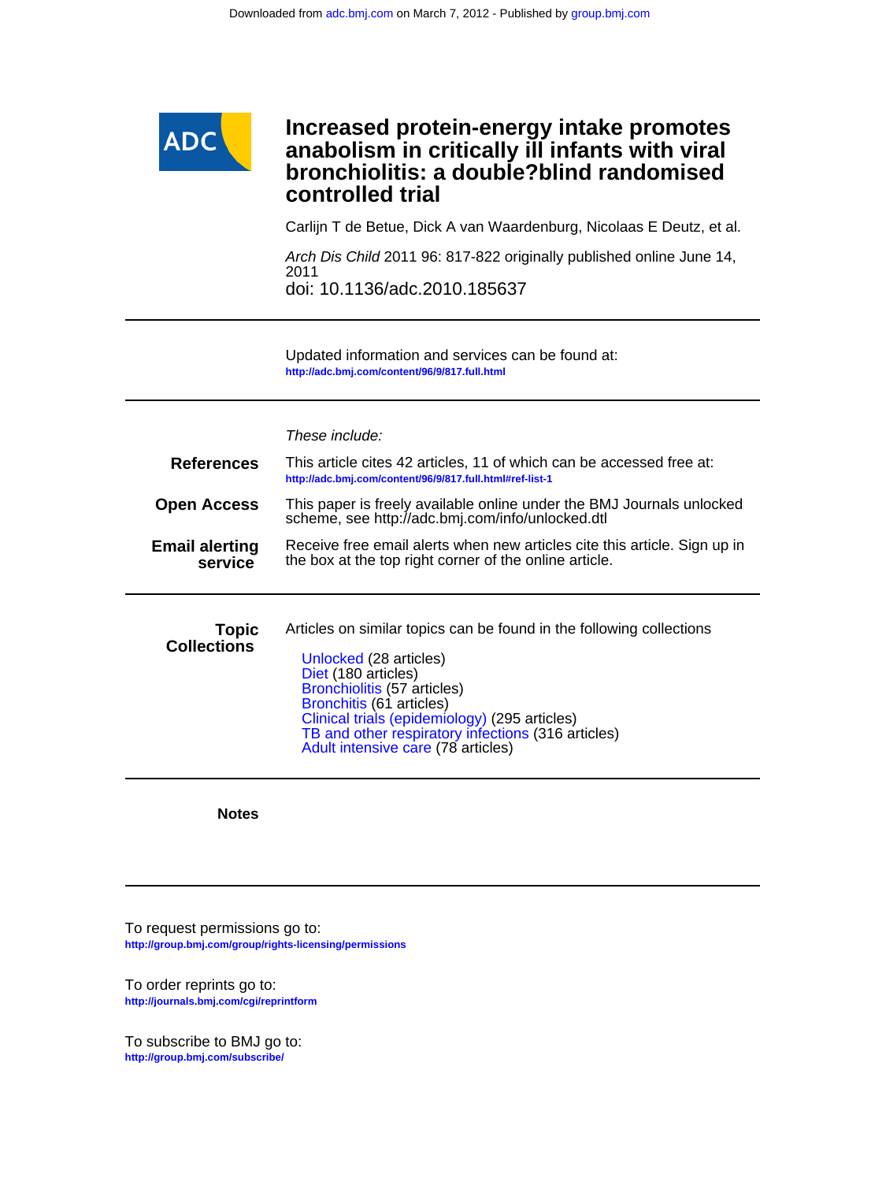Downloaded from adc.bmj.com on March 7, 2012 - Published by group.bmj.com

ADC

# Increased protein-energy intake promotes anabolism in critically ill infants with viral bronchiolitis: a double?blind randomised controlled trial

Carlijn T de Betue, Dick A van Waardenburg, Nicolaas E Deutz, et al.

*Arch Dis Child* 2011 96: 817-822 originally published online June 14, 2011
doi: 10.1136/adc.2010.185637

Updated information and services can be found at:
http://adc.bmj.com/content/96/9/817.full.html

*These include:*

**References**
This article cites 42 articles, 11 of which can be accessed free at:
http://adc.bmj.com/content/96/9/817.full.html#ref-list-1

**Open Access**
This paper is freely available online under the BMJ Journals unlocked scheme, see http://adc.bmj.com/info/unlocked.dtl

**Email alerting service**
Receive free email alerts when new articles cite this article. Sign up in the box at the top right corner of the online article.

**Topic Collections**
Articles on similar topics can be found in the following collections

- Unlocked (28 articles)
- Diet (180 articles)
- Bronchiolitis (57 articles)
- Bronchitis (61 articles)
- Clinical trials (epidemiology) (295 articles)
- TB and other respiratory infections (316 articles)
- Adult intensive care (78 articles)

**Notes**

To request permissions go to:
http://group.bmj.com/group/rights-licensing/permissions

To order reprints go to:
http://journals.bmj.com/cgi/reprintform

To subscribe to BMJ go to:
http://group.bmj.com/subscribe/